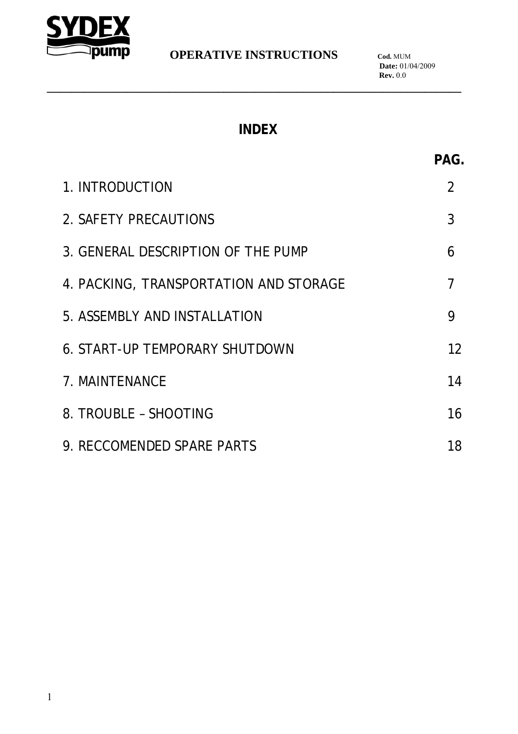# INDEX

| | PAG. |
|---|---|
| 1. INTRODUCTION | 2 |
| 2. SAFETY PRECAUTIONS | 3 |
| 3. GENERAL DESCRIPTION OF THE PUMP | 6 |
| 4. PACKING, TRANSPORTATION AND STORAGE | 7 |
| 5. ASSEMBLY AND INSTALLATION | 9 |
| 6. START-UP TEMPORARY SHUTDOWN | 12 |
| 7. MAINTENANCE | 14 |
| 8. TROUBLE – SHOOTING | 16 |
| 9. RECCOMENDED SPARE PARTS | 18 |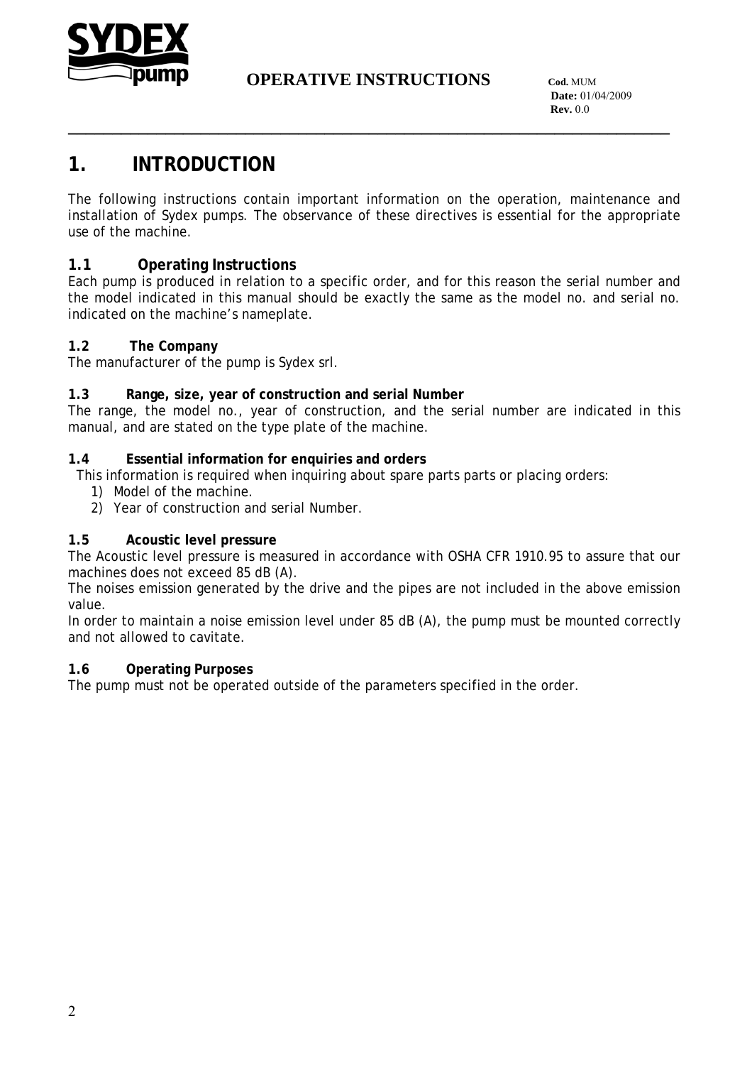# 1. INTRODUCTION

The following instructions contain important information on the operation, maintenance and installation of Sydex pumps. The observance of these directives is essential for the appropriate use of the machine.

## 1.1 Operating Instructions

Each pump is produced in relation to a specific order, and for this reason the serial number and the model indicated in this manual should be exactly the same as the model no. and serial no. indicated on the machine's nameplate.

## 1.2 The Company

The manufacturer of the pump is Sydex srl.

## 1.3 Range, size, year of construction and serial Number

The range, the model no., year of construction, and the serial number are indicated in this manual, and are stated on the type plate of the machine.

## 1.4 Essential information for enquiries and orders

This information is required when inquiring about spare parts parts or placing orders:

1) Model of the machine.
2) Year of construction and serial Number.

## 1.5 Acoustic level pressure

The Acoustic level pressure is measured in accordance with OSHA CFR 1910.95 to assure that our machines does not exceed 85 dB (A).

The noises emission generated by the drive and the pipes are not included in the above emission value.

In order to maintain a noise emission level under 85 dB (A), the pump must be mounted correctly and not allowed to cavitate.

## 1.6 Operating Purposes

The pump must not be operated outside of the parameters specified in the order.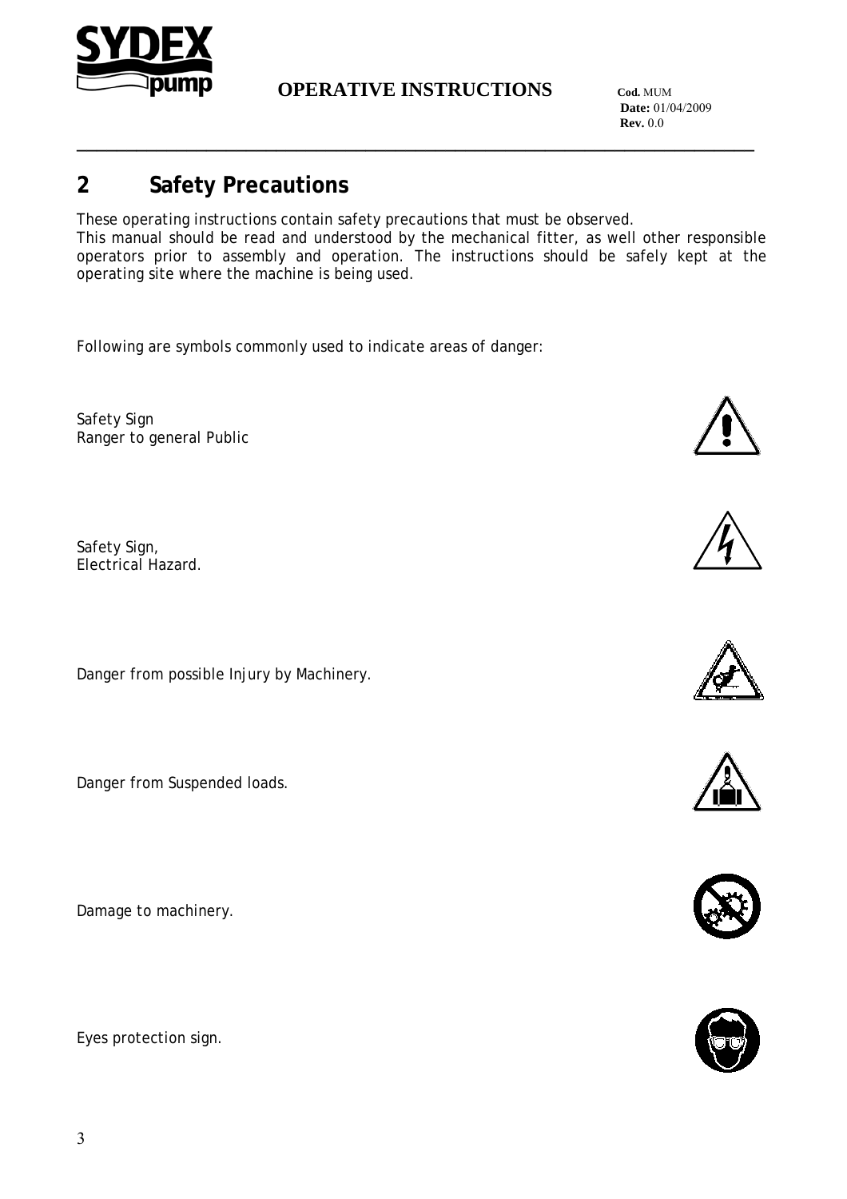## 2 Safety Precautions

These operating instructions contain safety precautions that must be observed.
This manual should be read and understood by the mechanical fitter, as well other responsible operators prior to assembly and operation. The instructions should be safely kept at the operating site where the machine is being used.

Following are symbols commonly used to indicate areas of danger:

Safety Sign
Ranger to general Public

Safety Sign,
Electrical Hazard.

Danger from possible Injury by Machinery.

Danger from Suspended loads.

Damage to machinery.

Eyes protection sign.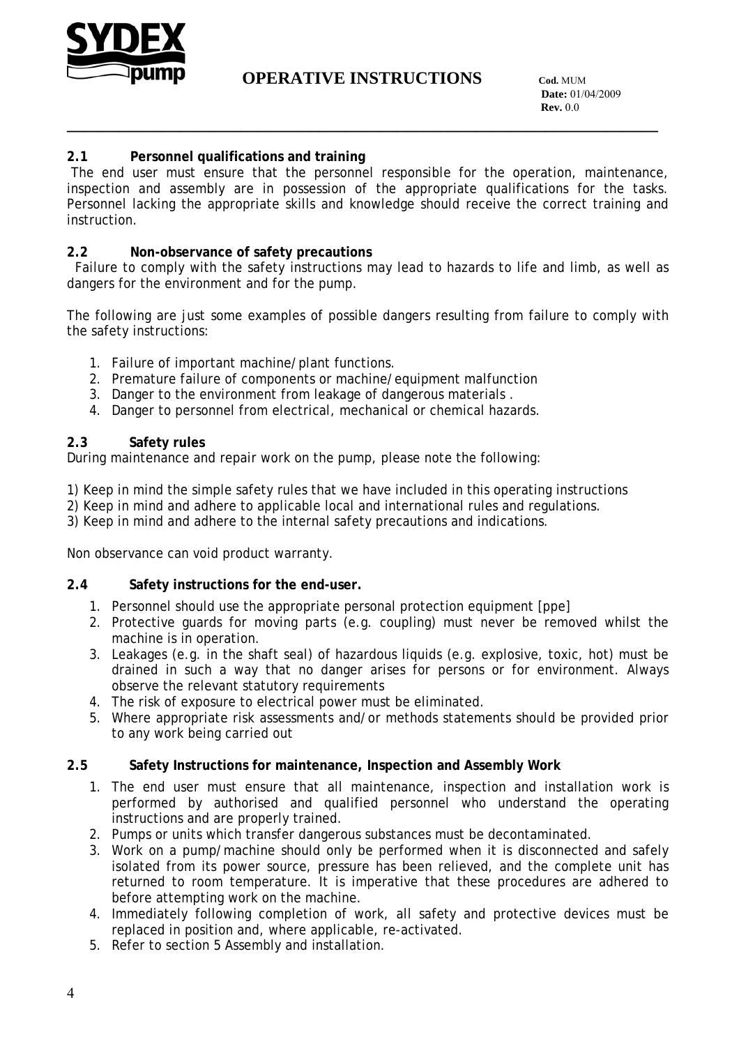## 2.1 Personnel qualifications and training

The end user must ensure that the personnel responsible for the operation, maintenance, inspection and assembly are in possession of the appropriate qualifications for the tasks. Personnel lacking the appropriate skills and knowledge should receive the correct training and instruction.

## 2.2 Non-observance of safety precautions

Failure to comply with the safety instructions may lead to hazards to life and limb, as well as dangers for the environment and for the pump.

The following are just some examples of possible dangers resulting from failure to comply with the safety instructions:

1. Failure of important machine/plant functions.
2. Premature failure of components or machine/equipment malfunction
3. Danger to the environment from leakage of dangerous materials .
4. Danger to personnel from electrical, mechanical or chemical hazards.

## 2.3 Safety rules

During maintenance and repair work on the pump, please note the following:

1) Keep in mind the simple safety rules that we have included in this operating instructions
2) Keep in mind and adhere to applicable local and international rules and regulations.
3) Keep in mind and adhere to the internal safety precautions and indications.

Non observance can void product warranty.

## 2.4 Safety instructions for the end-user.

1. Personnel should use the appropriate personal protection equipment [ppe]
2. Protective guards for moving parts (e.g. coupling) must never be removed whilst the machine is in operation.
3. Leakages (e.g. in the shaft seal) of hazardous liquids (e.g. explosive, toxic, hot) must be drained in such a way that no danger arises for persons or for environment. Always observe the relevant statutory requirements
4. The risk of exposure to electrical power must be eliminated.
5. Where appropriate risk assessments and/or methods statements should be provided prior to any work being carried out

## 2.5 Safety Instructions for maintenance, Inspection and Assembly Work

1. The end user must ensure that all maintenance, inspection and installation work is performed by authorised and qualified personnel who understand the operating instructions and are properly trained.
2. Pumps or units which transfer dangerous substances must be decontaminated.
3. Work on a pump/machine should only be performed when it is disconnected and safely isolated from its power source, pressure has been relieved, and the complete unit has returned to room temperature. It is imperative that these procedures are adhered to before attempting work on the machine.
4. Immediately following completion of work, all safety and protective devices must be replaced in position and, where applicable, re-activated.
5. Refer to section 5 Assembly and installation.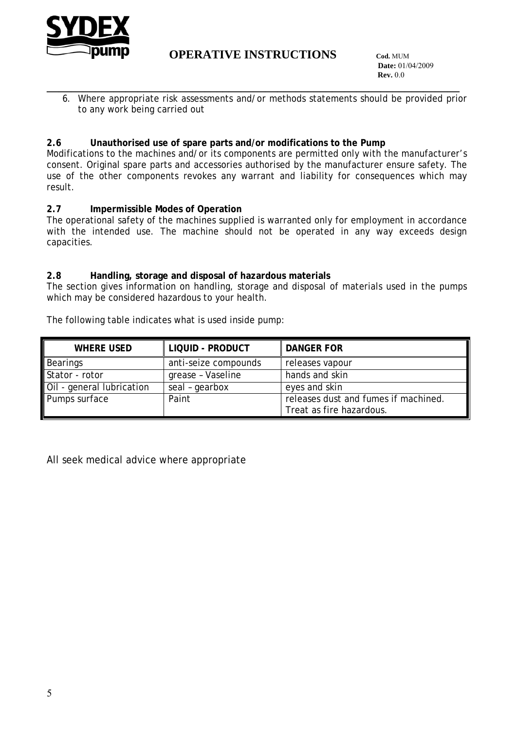6. Where appropriate risk assessments and/or methods statements should be provided prior to any work being carried out

### 2.6 Unauthorised use of spare parts and/or modifications to the Pump

Modifications to the machines and/or its components are permitted only with the manufacturer's consent. Original spare parts and accessories authorised by the manufacturer ensure safety. The use of the other components revokes any warrant and liability for consequences which may result.

### 2.7 Impermissible Modes of Operation

The operational safety of the machines supplied is warranted only for employment in accordance with the intended use. The machine should not be operated in any way exceeds design capacities.

### 2.8 Handling, storage and disposal of hazardous materials

The section gives information on handling, storage and disposal of materials used in the pumps which may be considered hazardous to your health.

The following table indicates what is used inside pump:

| WHERE USED | LIQUID - PRODUCT | DANGER FOR |
|---|---|---|
| Bearings | anti-seize compounds | releases vapour |
| Stator - rotor | grease – Vaseline | hands and skin |
| Oil - general lubrication | seal – gearbox | eyes and skin |
| Pumps surface | Paint | releases dust and fumes if machined. Treat as fire hazardous. |

All seek medical advice where appropriate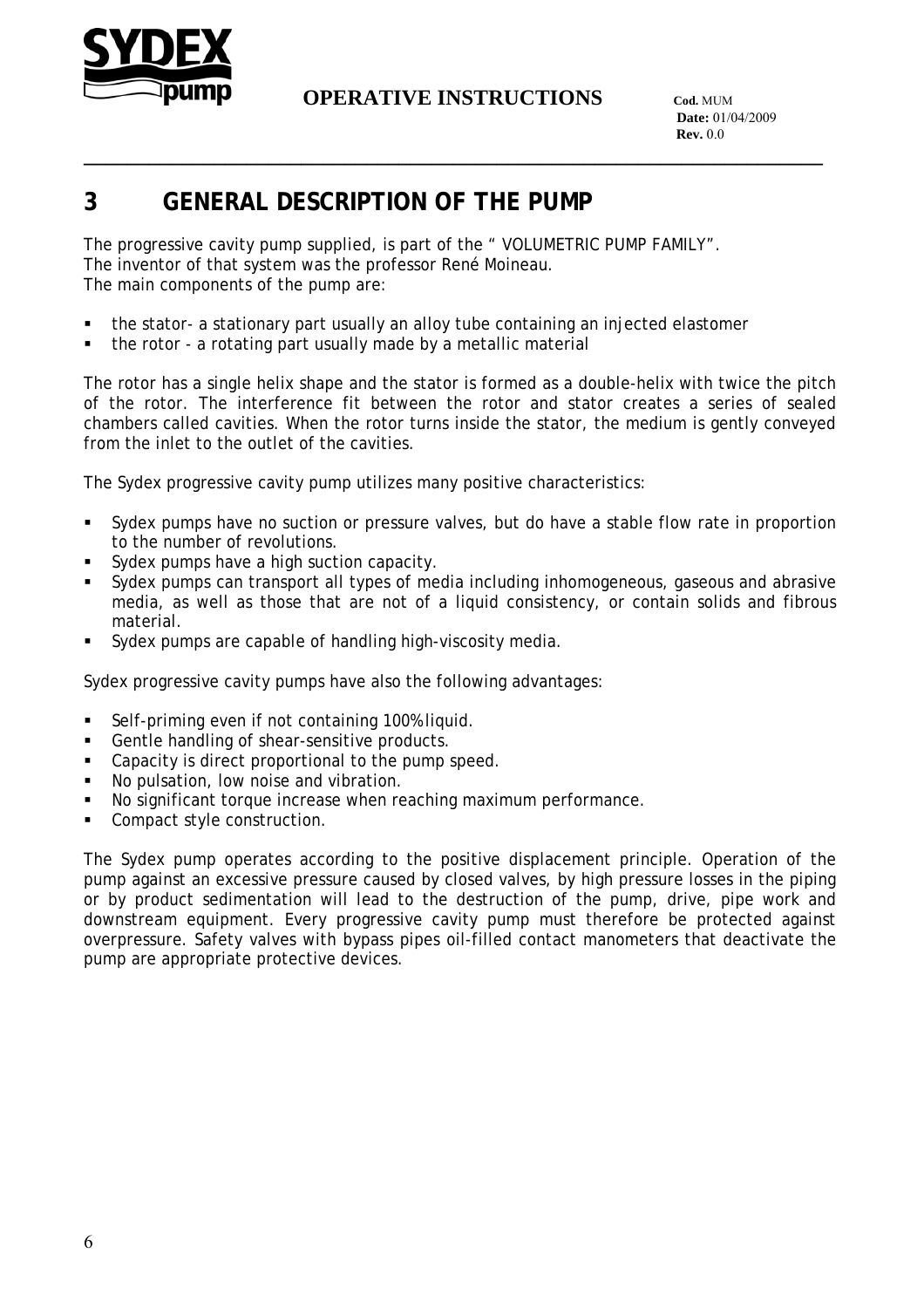# 3 GENERAL DESCRIPTION OF THE PUMP

The progressive cavity pump supplied, is part of the " VOLUMETRIC PUMP FAMILY".
The inventor of that system was the professor René Moineau.
The main components of the pump are:

- the stator- a stationary part usually an alloy tube containing an injected elastomer
- the rotor - a rotating part usually made by a metallic material

The rotor has a single helix shape and the stator is formed as a double-helix with twice the pitch of the rotor. The interference fit between the rotor and stator creates a series of sealed chambers called cavities. When the rotor turns inside the stator, the medium is gently conveyed from the inlet to the outlet of the cavities.

The Sydex progressive cavity pump utilizes many positive characteristics:

- Sydex pumps have no suction or pressure valves, but do have a stable flow rate in proportion to the number of revolutions.
- Sydex pumps have a high suction capacity.
- Sydex pumps can transport all types of media including inhomogeneous, gaseous and abrasive media, as well as those that are not of a liquid consistency, or contain solids and fibrous material.
- Sydex pumps are capable of handling high-viscosity media.

Sydex progressive cavity pumps have also the following advantages:

- Self-priming even if not containing 100% liquid.
- Gentle handling of shear-sensitive products.
- Capacity is direct proportional to the pump speed.
- No pulsation, low noise and vibration.
- No significant torque increase when reaching maximum performance.
- Compact style construction.

The Sydex pump operates according to the positive displacement principle. Operation of the pump against an excessive pressure caused by closed valves, by high pressure losses in the piping or by product sedimentation will lead to the destruction of the pump, drive, pipe work and downstream equipment. Every progressive cavity pump must therefore be protected against overpressure. Safety valves with bypass pipes oil-filled contact manometers that deactivate the pump are appropriate protective devices.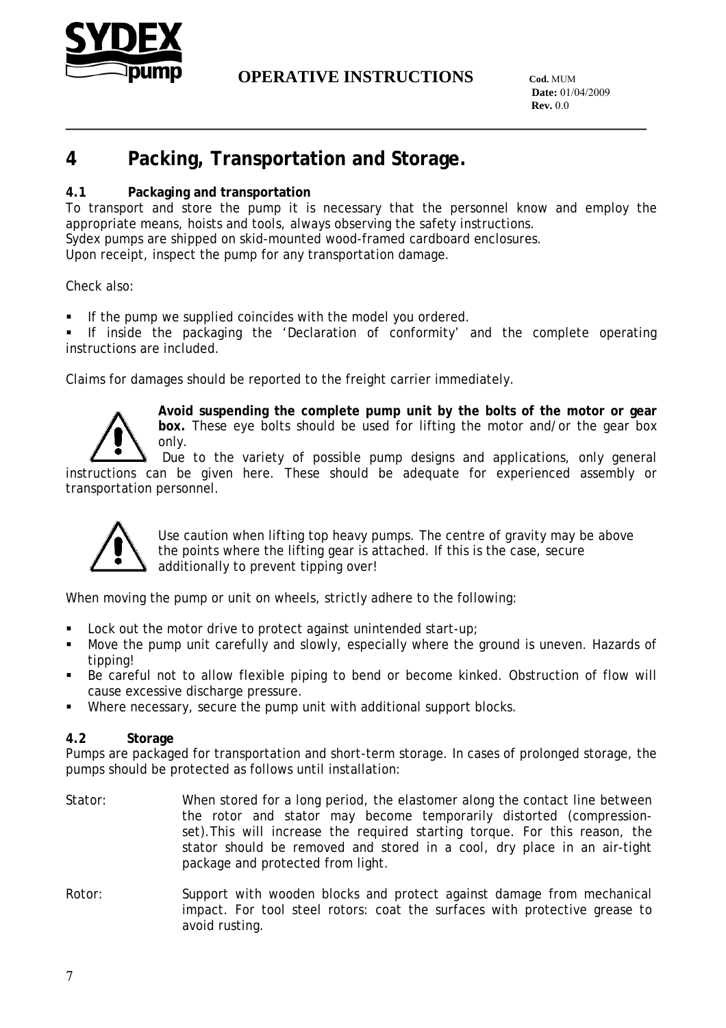# 4 Packing, Transportation and Storage.

### 4.1 Packaging and transportation

To transport and store the pump it is necessary that the personnel know and employ the appropriate means, hoists and tools, always observing the safety instructions.
Sydex pumps are shipped on skid-mounted wood-framed cardboard enclosures.
Upon receipt, inspect the pump for any transportation damage.

Check also:

- If the pump we supplied coincides with the model you ordered.
- If inside the packaging the 'Declaration of conformity' and the complete operating instructions are included.

Claims for damages should be reported to the freight carrier immediately.

**Avoid suspending the complete pump unit by the bolts of the motor or gear box.** These eye bolts should be used for lifting the motor and/or the gear box only.
Due to the variety of possible pump designs and applications, only general instructions can be given here. These should be adequate for experienced assembly or transportation personnel.

Use caution when lifting top heavy pumps. The centre of gravity may be above the points where the lifting gear is attached. If this is the case, secure additionally to prevent tipping over!

When moving the pump or unit on wheels, strictly adhere to the following:

- Lock out the motor drive to protect against unintended start-up;
- Move the pump unit carefully and slowly, especially where the ground is uneven. Hazards of tipping!
- Be careful not to allow flexible piping to bend or become kinked. Obstruction of flow will cause excessive discharge pressure.
- Where necessary, secure the pump unit with additional support blocks.

### 4.2 Storage

Pumps are packaged for transportation and short-term storage. In cases of prolonged storage, the pumps should be protected as follows until installation:

Stator: When stored for a long period, the elastomer along the contact line between the rotor and stator may become temporarily distorted (compression-set).This will increase the required starting torque. For this reason, the stator should be removed and stored in a cool, dry place in an air-tight package and protected from light.

Rotor: Support with wooden blocks and protect against damage from mechanical impact. For tool steel rotors: coat the surfaces with protective grease to avoid rusting.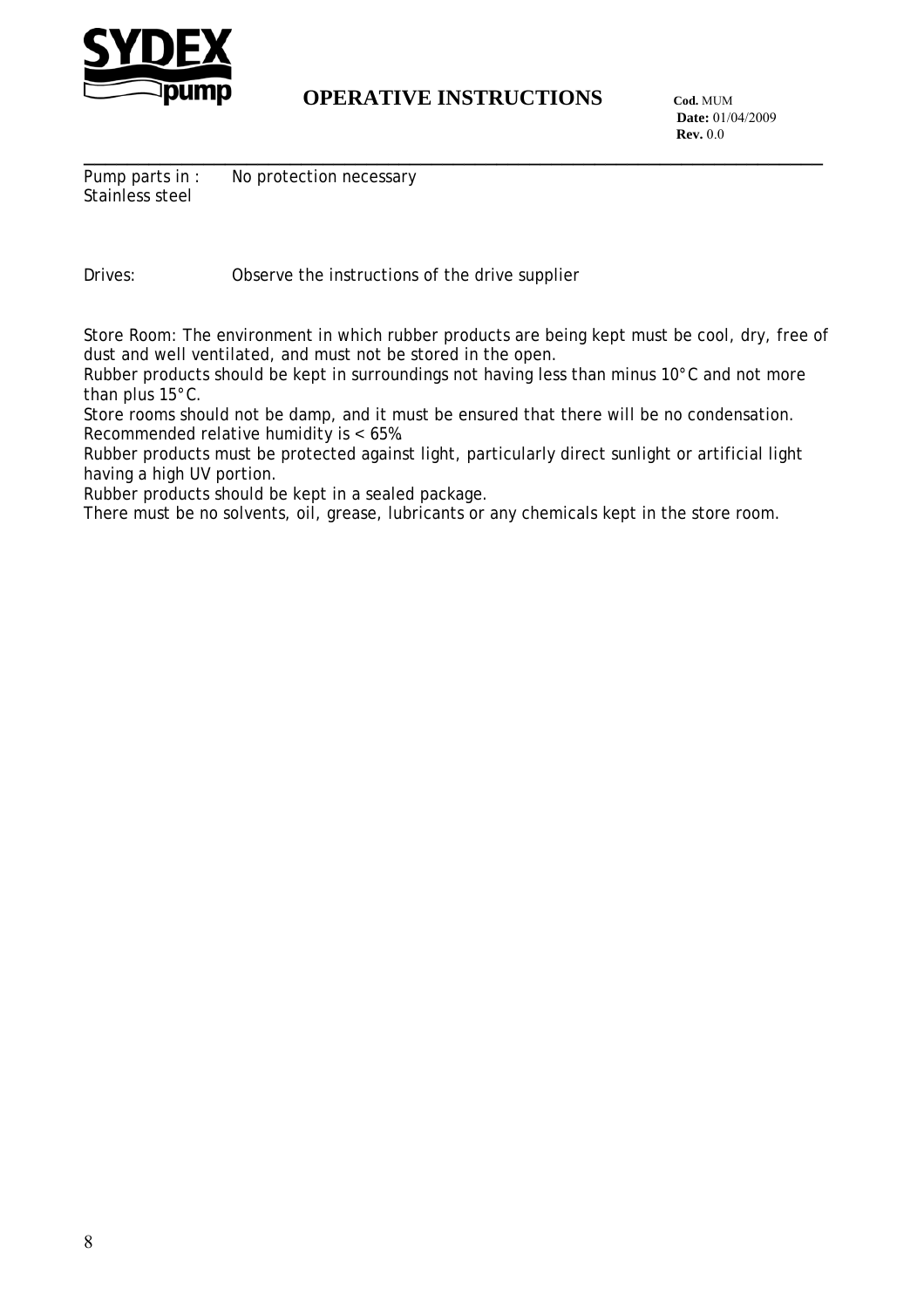| | |
|---|---|
| Pump parts in : Stainless steel | No protection necessary |
| Drives: | Observe the instructions of the drive supplier |

Store Room: The environment in which rubber products are being kept must be cool, dry, free of dust and well ventilated, and must not be stored in the open.
Rubber products should be kept in surroundings not having less than minus 10°C and not more than plus 15°C.
Store rooms should not be damp, and it must be ensured that there will be no condensation. Recommended relative humidity is < 65%.
Rubber products must be protected against light, particularly direct sunlight or artificial light having a high UV portion.
Rubber products should be kept in a sealed package.
There must be no solvents, oil, grease, lubricants or any chemicals kept in the store room.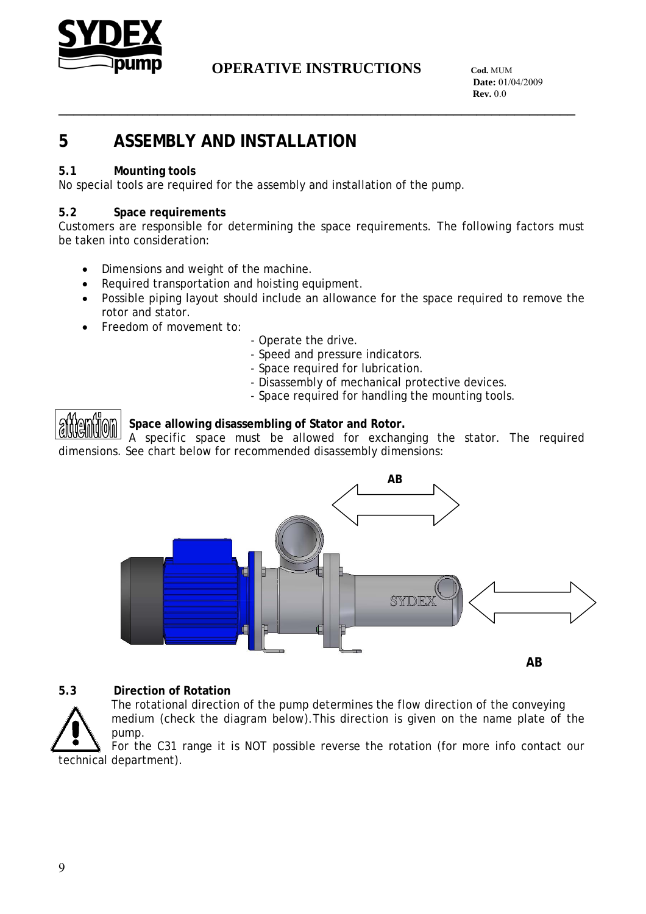# 5 ASSEMBLY AND INSTALLATION

## 5.1 Mounting tools

No special tools are required for the assembly and installation of the pump.

## 5.2 Space requirements

Customers are responsible for determining the space requirements. The following factors must be taken into consideration:

- Dimensions and weight of the machine.
- Required transportation and hoisting equipment.
- Possible piping layout should include an allowance for the space required to remove the rotor and stator.
- Freedom of movement to:
  - Operate the drive.
  - Speed and pressure indicators.
  - Space required for lubrication.
  - Disassembly of mechanical protective devices.
  - Space required for handling the mounting tools.

attention **Space allowing disassembling of Stator and Rotor.**
A specific space must be allowed for exchanging the stator. The required dimensions. See chart below for recommended disassembly dimensions:

AB

AB

## 5.3 Direction of Rotation

The rotational direction of the pump determines the flow direction of the conveying medium (check the diagram below).This direction is given on the name plate of the pump.
For the C31 range it is NOT possible reverse the rotation (for more info contact our technical department).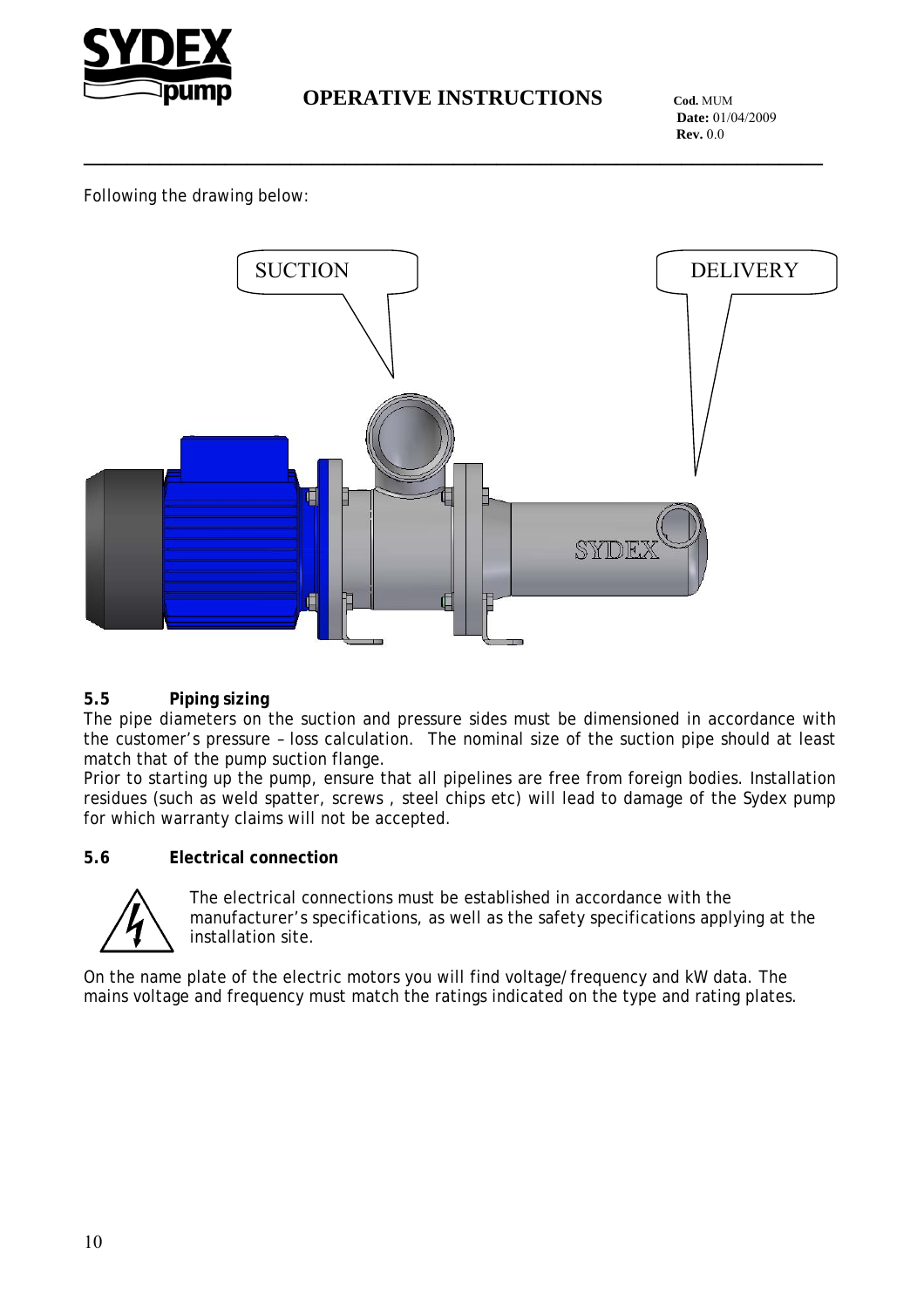Following the drawing below:

SUCTION

DELIVERY

### 5.5 Piping sizing

The pipe diameters on the suction and pressure sides must be dimensioned in accordance with the customer's pressure – loss calculation. The nominal size of the suction pipe should at least match that of the pump suction flange.

Prior to starting up the pump, ensure that all pipelines are free from foreign bodies. Installation residues (such as weld spatter, screws , steel chips etc) will lead to damage of the Sydex pump for which warranty claims will not be accepted.

### 5.6 Electrical connection

The electrical connections must be established in accordance with the manufacturer's specifications, as well as the safety specifications applying at the installation site.

On the name plate of the electric motors you will find voltage/frequency and kW data. The mains voltage and frequency must match the ratings indicated on the type and rating plates.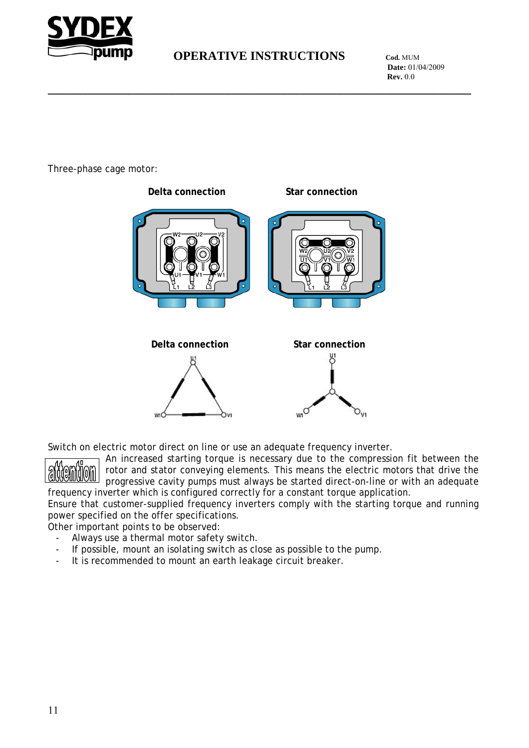Three-phase cage motor:

**Delta connection** **Star connection**

**Delta connection** **Star connection**

Switch on electric motor direct on line or use an adequate frequency inverter.

attention An increased starting torque is necessary due to the compression fit between the rotor and stator conveying elements. This means the electric motors that drive the progressive cavity pumps must always be started direct-on-line or with an adequate frequency inverter which is configured correctly for a constant torque application.

Ensure that customer-supplied frequency inverters comply with the starting torque and running power specified on the offer specifications.

Other important points to be observed:

- Always use a thermal motor safety switch.
- If possible, mount an isolating switch as close as possible to the pump.
- It is recommended to mount an earth leakage circuit breaker.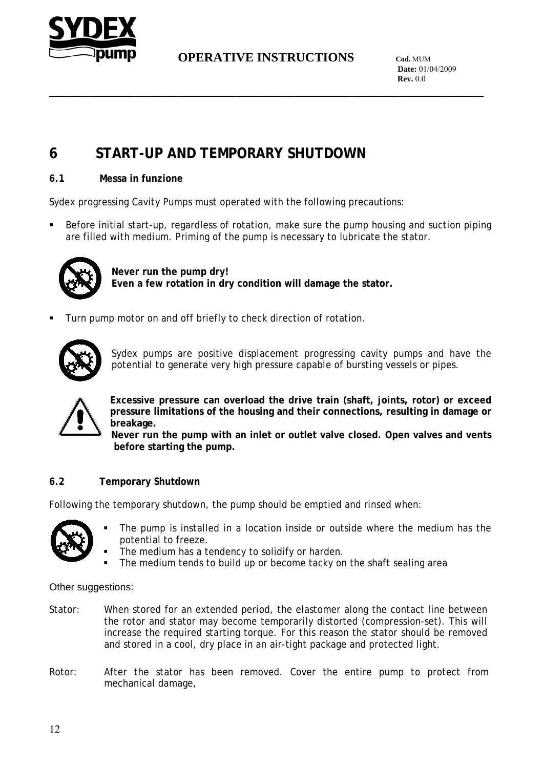# 6 START-UP AND TEMPORARY SHUTDOWN

## 6.1 Messa in funzione

Sydex progressing Cavity Pumps must operated with the following precautions:

- Before initial start-up, regardless of rotation, make sure the pump housing and suction piping are filled with medium. Priming of the pump is necessary to lubricate the stator.

**Never run the pump dry!**
**Even a few rotation in dry condition will damage the stator.**

- Turn pump motor on and off briefly to check direction of rotation.

Sydex pumps are positive displacement progressing cavity pumps and have the potential to generate very high pressure capable of bursting vessels or pipes.

**Excessive pressure can overload the drive train (shaft, joints, rotor) or exceed pressure limitations of the housing and their connections, resulting in damage or breakage.**
**Never run the pump with an inlet or outlet valve closed. Open valves and vents before starting the pump.**

## 6.2 Temporary Shutdown

Following the temporary shutdown, the pump should be emptied and rinsed when:

- The pump is installed in a location inside or outside where the medium has the potential to freeze.
- The medium has a tendency to solidify or harden.
- The medium tends to build up or become tacky on the shaft sealing area

Other suggestions:

Stator: When stored for an extended period, the elastomer along the contact line between the rotor and stator may become temporarily distorted (compression-set). This will increase the required starting torque. For this reason the stator should be removed and stored in a cool, dry place in an air-tight package and protected light.

Rotor: After the stator has been removed. Cover the entire pump to protect from mechanical damage,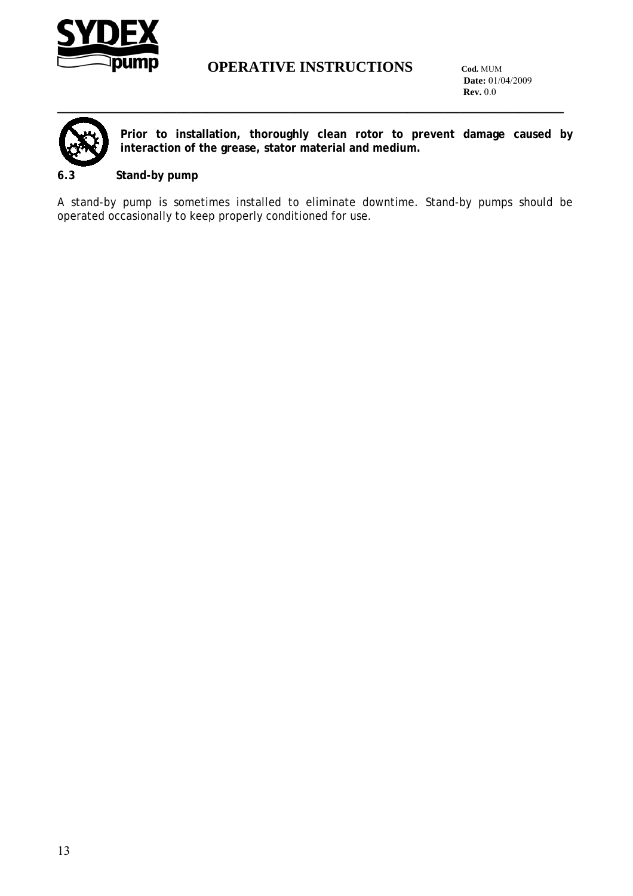**Prior to installation, thoroughly clean rotor to prevent damage caused by interaction of the grease, stator material and medium.**

### 6.3 Stand-by pump

A stand-by pump is sometimes installed to eliminate downtime. Stand-by pumps should be operated occasionally to keep properly conditioned for use.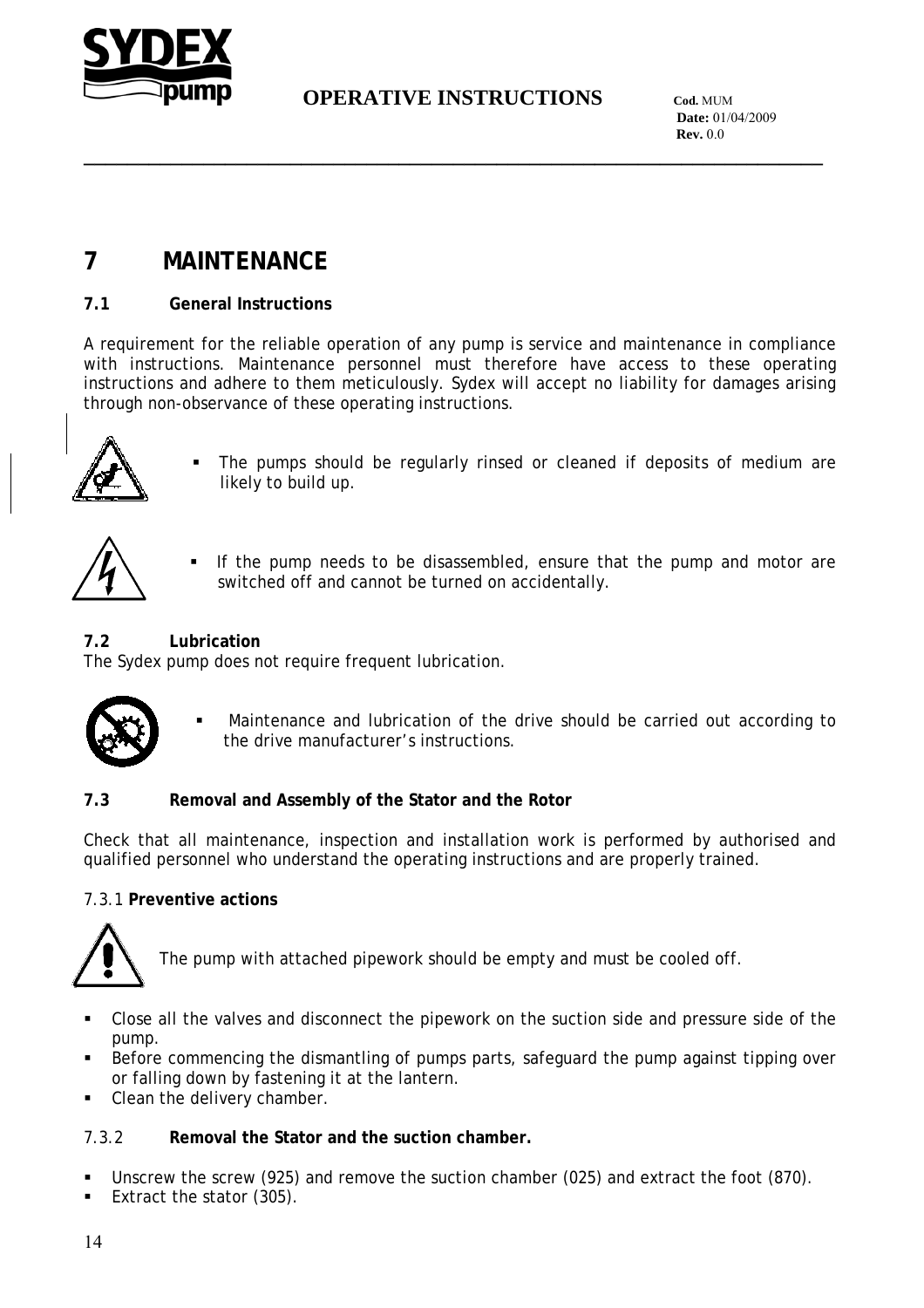# 7 MAINTENANCE

## 7.1 General Instructions

A requirement for the reliable operation of any pump is service and maintenance in compliance with instructions. Maintenance personnel must therefore have access to these operating instructions and adhere to them meticulously. Sydex will accept no liability for damages arising through non-observance of these operating instructions.

- The pumps should be regularly rinsed or cleaned if deposits of medium are likely to build up.

- If the pump needs to be disassembled, ensure that the pump and motor are switched off and cannot be turned on accidentally.

## 7.2 Lubrication

The Sydex pump does not require frequent lubrication.

- Maintenance and lubrication of the drive should be carried out according to the drive manufacturer's instructions.

## 7.3 Removal and Assembly of the Stator and the Rotor

Check that all maintenance, inspection and installation work is performed by authorised and qualified personnel who understand the operating instructions and are properly trained.

### 7.3.1 Preventive actions

The pump with attached pipework should be empty and must be cooled off.

- Close all the valves and disconnect the pipework on the suction side and pressure side of the pump.
- Before commencing the dismantling of pumps parts, safeguard the pump against tipping over or falling down by fastening it at the lantern.
- Clean the delivery chamber.

### 7.3.2 Removal the Stator and the suction chamber.

- Unscrew the screw (925) and remove the suction chamber (025) and extract the foot (870).
- Extract the stator (305).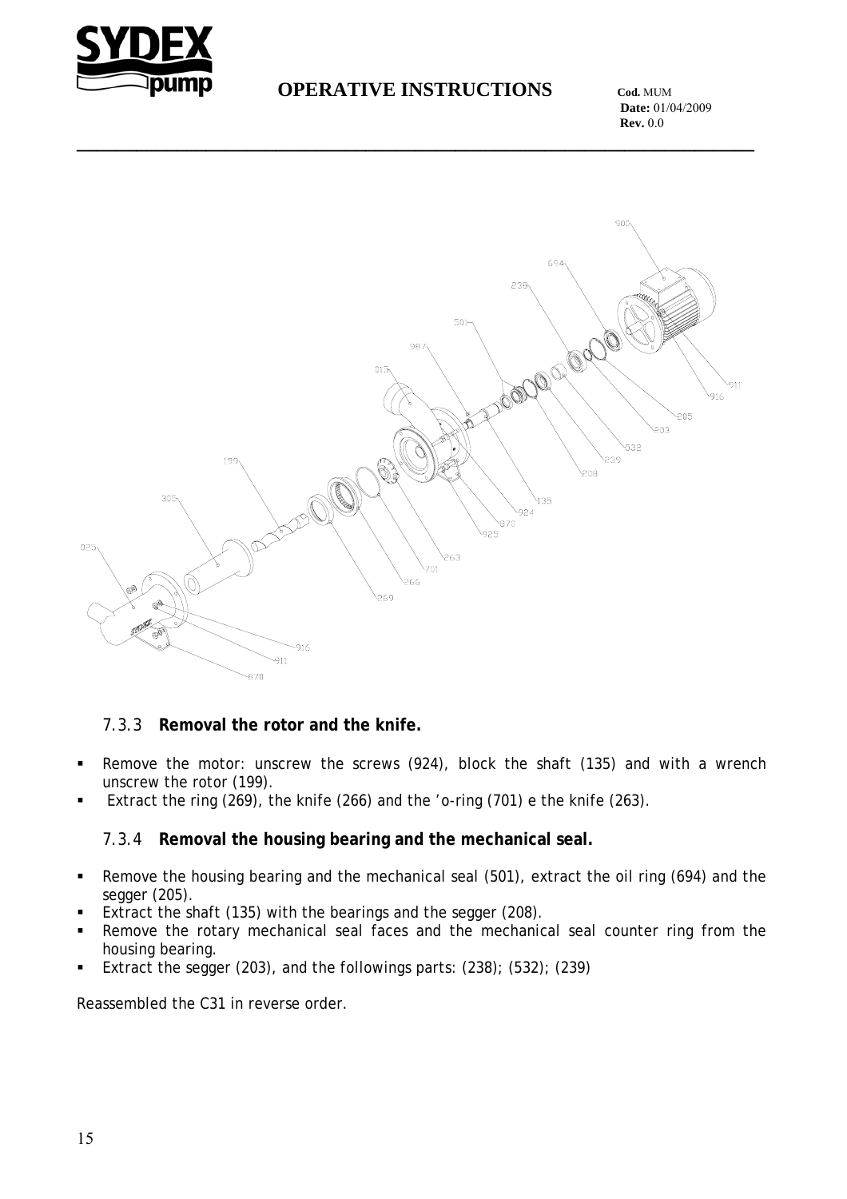### 7.3.3 **Removal the rotor and the knife.**

- Remove the motor: unscrew the screws (924), block the shaft (135) and with a wrench unscrew the rotor (199).
- Extract the ring (269), the knife (266) and the 'o-ring (701) e the knife (263).

### 7.3.4 **Removal the housing bearing and the mechanical seal.**

- Remove the housing bearing and the mechanical seal (501), extract the oil ring (694) and the segger (205).
- Extract the shaft (135) with the bearings and the segger (208).
- Remove the rotary mechanical seal faces and the mechanical seal counter ring from the housing bearing.
- Extract the segger (203), and the followings parts: (238); (532); (239)

Reassembled the C31 in reverse order.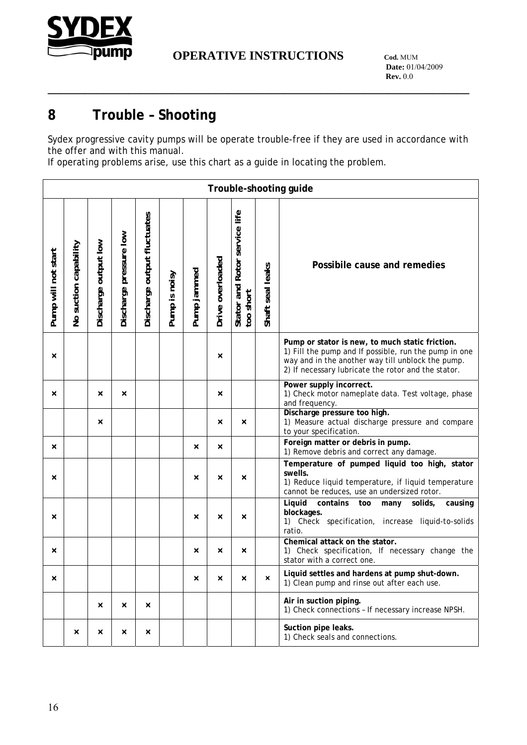# 8 Trouble – Shooting

Sydex progressive cavity pumps will be operate trouble-free if they are used in accordance with the offer and with this manual.
If operating problems arise, use this chart as a guide in locating the problem.

| Trouble-shooting guide | | | | | | | | | | |
|---|---|---|---|---|---|---|---|---|---|---|
| Pump will not start | No suction capability | Discharge output low | Discharge pressure low | Discharge output fluctuates | Pump is noisy | Pump jammed | Drive overloaded | Stator and Rotor service life too short | Shaft seal leaks | Possibile cause and remedies |
| × | | | | | | | × | | | **Pump or stator is new, to much static friction.**<br>1) Fill the pump and If possible, run the pump in one way and in the another way till unblock the pump.<br>2) If necessary lubricate the rotor and the stator. |
| × | | × | × | | | | × | | | **Power supply incorrect.**<br>1) Check motor nameplate data. Test voltage, phase and frequency. |
| | | × | | | | | × | × | | **Discharge pressure too high.**<br>1) Measure actual discharge pressure and compare to your specification. |
| × | | | | | | × | × | | | **Foreign matter or debris in pump.**<br>1) Remove debris and correct any damage. |
| × | | | | | | × | × | × | | **Temperature of pumped liquid too high, stator swells.**<br>1) Reduce liquid temperature, if liquid temperature cannot be reduces, use an undersized rotor. |
| × | | | | | | × | × | × | | **Liquid contains too many solids, causing blockages.**<br>1) Check specification, increase liquid-to-solids ratio. |
| × | | | | | | × | × | × | | **Chemical attack on the stator.**<br>1) Check specification, If necessary change the stator with a correct one. |
| × | | | | | | × | × | × | × | **Liquid settles and hardens at pump shut-down.**<br>1) Clean pump and rinse out after each use. |
| | | × | × | × | | | | | | **Air in suction piping.**<br>1) Check connections – If necessary increase NPSH. |
| | × | × | × | × | | | | | | **Suction pipe leaks.**<br>1) Check seals and connections. |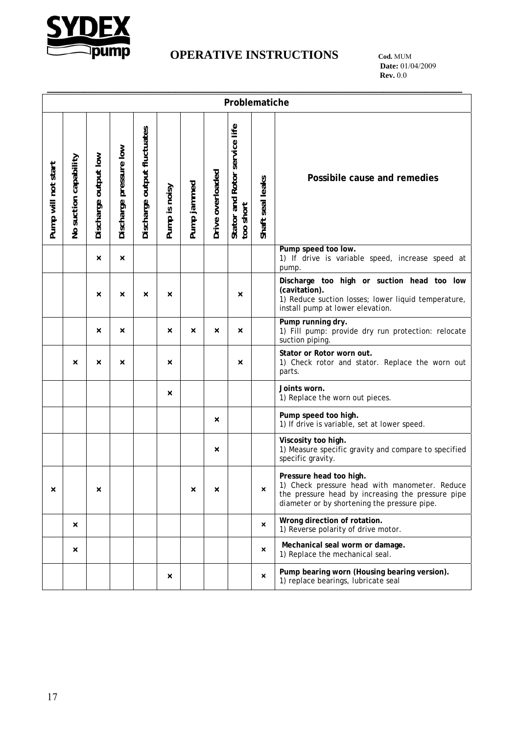| Problematiche | | | | | | | | | | |
|---|---|---|---|---|---|---|---|---|---|---|
| Pump will not start | No suction capability | Discharge output low | Discharge pressure low | Discharge output fluctuates | Pump is noisy | Pump jammed | Drive overloaded | Stator and Rotor service life too short | Shaft seal leaks | Possibile cause and remedies |
| | | × | × | | | | | | | **Pump speed too low.**<br>1) If drive is variable speed, increase speed at pump. |
| | | × | × | × | × | | | × | | **Discharge too high or suction head too low (cavitation).**<br>1) Reduce suction losses; lower liquid temperature, install pump at lower elevation. |
| | | × | × | | × | × | × | × | | **Pump running dry.**<br>1) Fill pump: provide dry run protection: relocate suction piping. |
| | × | × | × | | × | | | × | | **Stator or Rotor worn out.**<br>1) Check rotor and stator. Replace the worn out parts. |
| | | | | | × | | | | | **Joints worn.**<br>1) Replace the worn out pieces. |
| | | | | | | | × | | | **Pump speed too high.**<br>1) If drive is variable, set at lower speed. |
| | | | | | | | × | | | **Viscosity too high.**<br>1) Measure specific gravity and compare to specified specific gravity. |
| × | | × | | | | × | × | | × | **Pressure head too high.**<br>1) Check pressure head with manometer. Reduce the pressure head by increasing the pressure pipe diameter or by shortening the pressure pipe. |
| | × | | | | | | | | × | **Wrong direction of rotation.**<br>1) Reverse polarity of drive motor. |
| | × | | | | | | | | × | **Mechanical seal worm or damage.**<br>1) Replace the mechanical seal. |
| | | | | | × | | | | × | **Pump bearing worn (Housing bearing version).**<br>1) replace bearings, lubricate seal |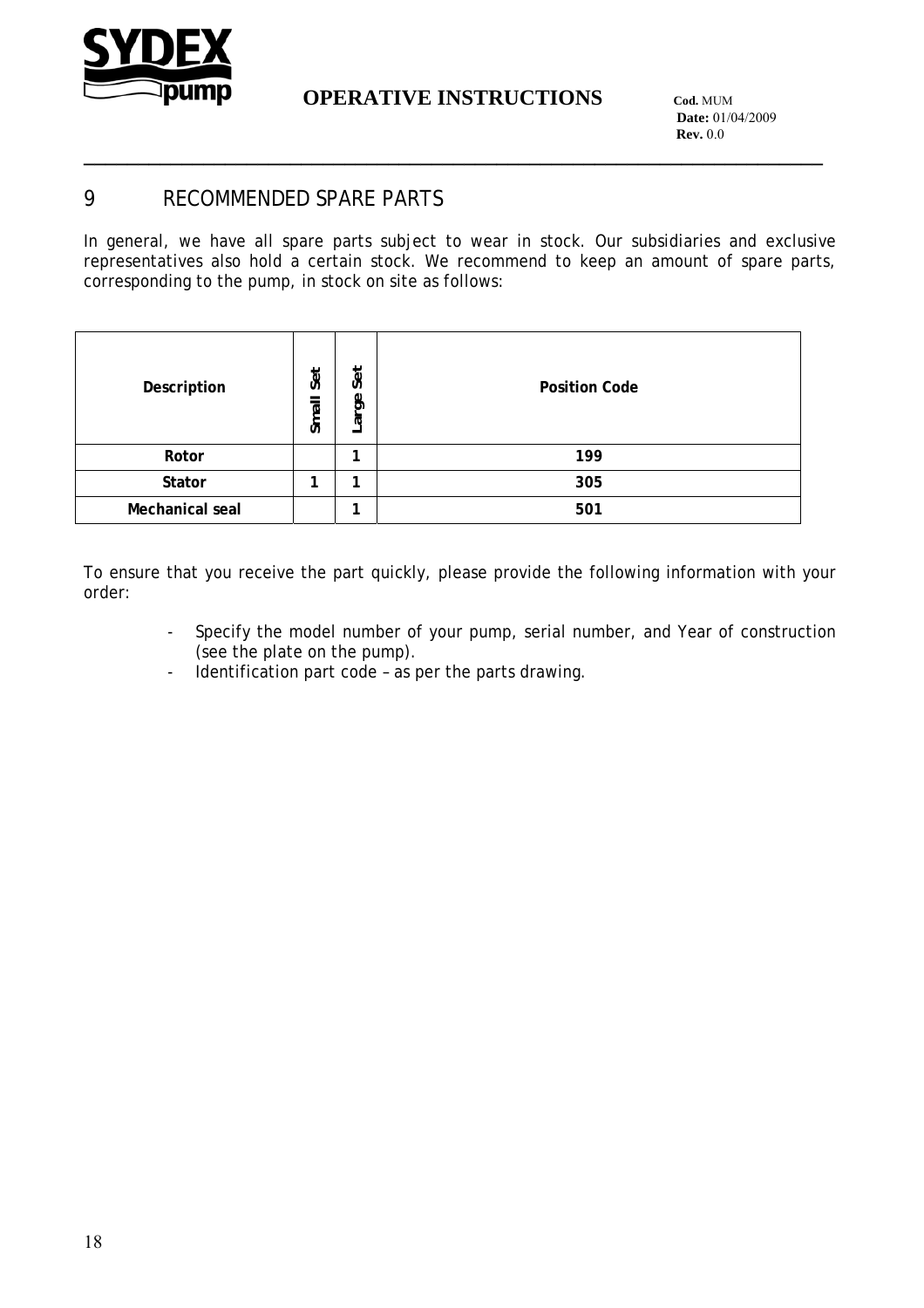## 9 RECOMMENDED SPARE PARTS

In general, we have all spare parts subject to wear in stock. Our subsidiaries and exclusive representatives also hold a certain stock. We recommend to keep an amount of spare parts, corresponding to the pump, in stock on site as follows:

| Description | Small Set | Large Set | Position Code |
|---|---|---|---|
| **Rotor** | | **1** | **199** |
| **Stator** | **1** | **1** | **305** |
| **Mechanical seal** | | **1** | **501** |

To ensure that you receive the part quickly, please provide the following information with your order:

- Specify the model number of your pump, serial number, and Year of construction (see the plate on the pump).
- Identification part code – as per the parts drawing.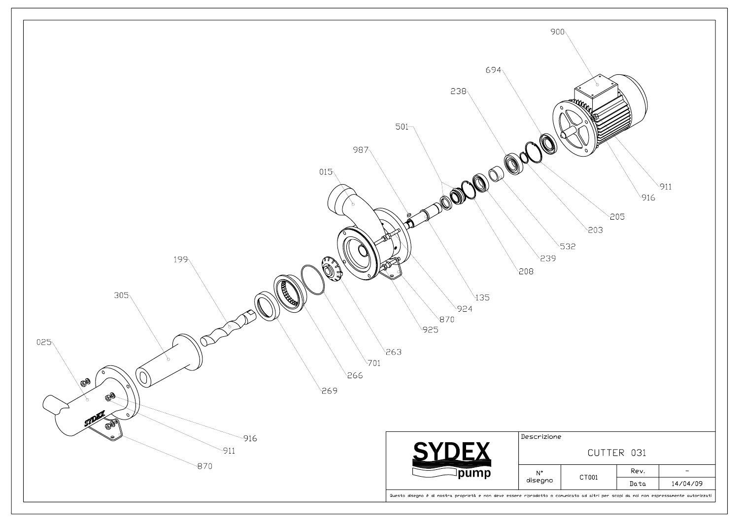900

694

238

501

987

015

911

916

205

203

532

239

208

135

924

870

925

199

305

263

701

266

269

025

916

911

870

| **SYDEX** pump | Descrizione | | | |
|---|---|---|---|---|
| | CUTTER 031 | | | |
| | N° disegno | CT001 | Rev. | - |
| | | | Data | 14/04/09 |

Questo disegno è di nostra proprietà e non deve essere riprodotto o comunicato ad altri per scopi da noi non espressamente autorizzati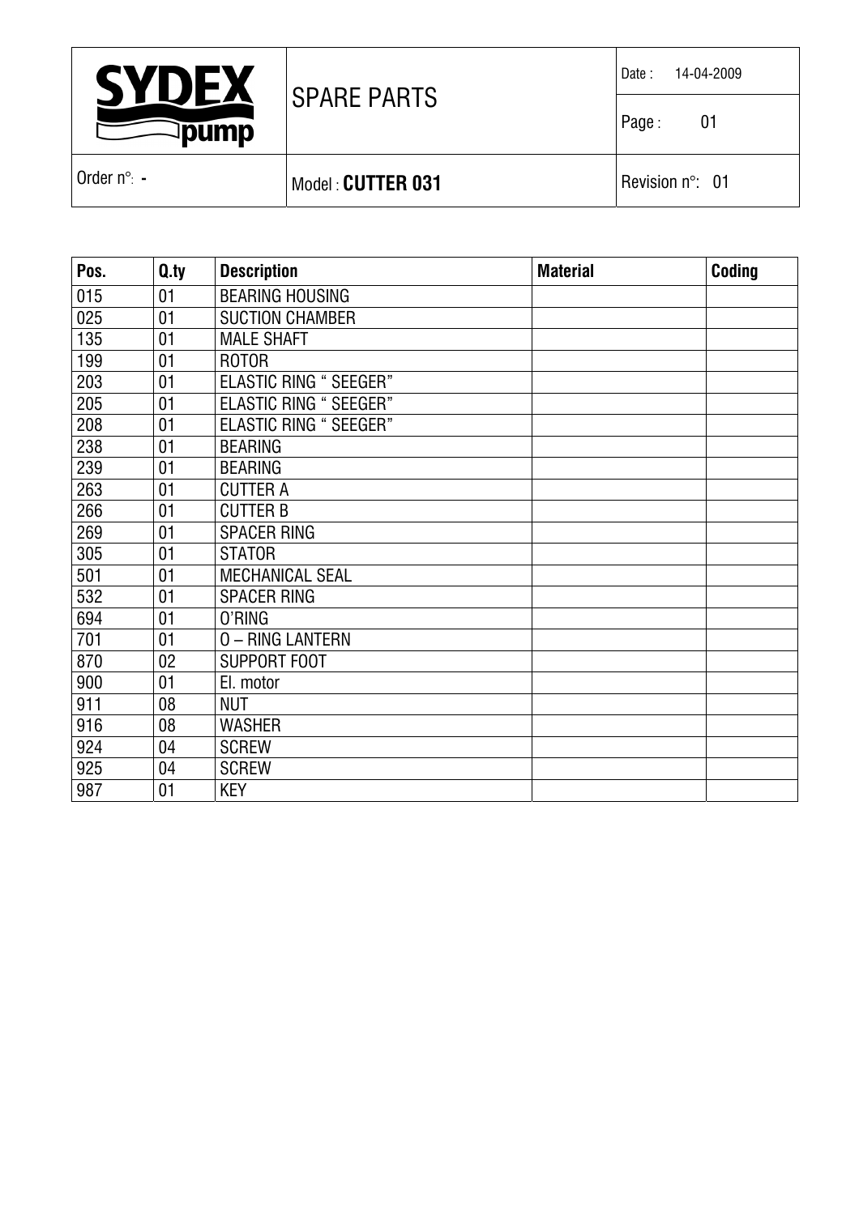| SYDEX pump | SPARE PARTS | Date : 14-04-2009 |
|---|---|---|
| | | Page : 01 |
| Order n°: - | Model : **CUTTER 031** | Revision n°: 01 |

| Pos. | Q.ty | Description | Material | Coding |
|---|---|---|---|---|
| 015 | 01 | BEARING HOUSING | | |
| 025 | 01 | SUCTION CHAMBER | | |
| 135 | 01 | MALE SHAFT | | |
| 199 | 01 | ROTOR | | |
| 203 | 01 | ELASTIC RING " SEEGER" | | |
| 205 | 01 | ELASTIC RING " SEEGER" | | |
| 208 | 01 | ELASTIC RING " SEEGER" | | |
| 238 | 01 | BEARING | | |
| 239 | 01 | BEARING | | |
| 263 | 01 | CUTTER A | | |
| 266 | 01 | CUTTER B | | |
| 269 | 01 | SPACER RING | | |
| 305 | 01 | STATOR | | |
| 501 | 01 | MECHANICAL SEAL | | |
| 532 | 01 | SPACER RING | | |
| 694 | 01 | O'RING | | |
| 701 | 01 | O – RING LANTERN | | |
| 870 | 02 | SUPPORT FOOT | | |
| 900 | 01 | El. motor | | |
| 911 | 08 | NUT | | |
| 916 | 08 | WASHER | | |
| 924 | 04 | SCREW | | |
| 925 | 04 | SCREW | | |
| 987 | 01 | KEY | | |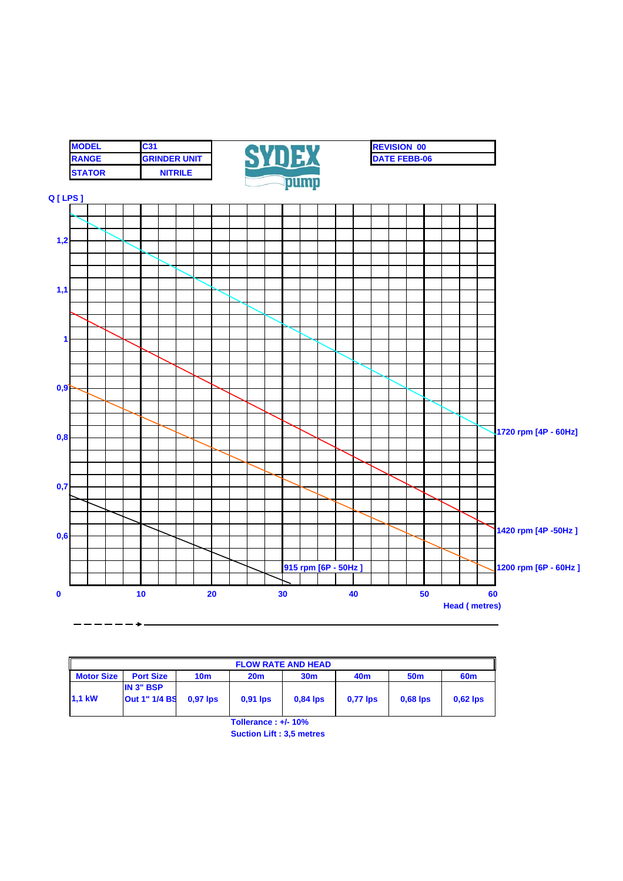| | |
|---|---|
| MODEL | C31 |
| RANGE | GRINDER UNIT |
| STATOR | NITRILE |

SYDEX pump

| | |
|---|---|
| REVISION 00 | |
| DATE FEBB-06 | |

Q [ LPS ]

1,2

1,1

1

0,9

0,8

0,7

0,6

0

10

20

30

40

50

60

Head ( metres)

1720 rpm [4P - 60Hz]

1420 rpm [4P -50Hz ]

1200 rpm [6P - 60Hz ]

915 rpm [6P - 50Hz ]

| FLOW RATE AND HEAD | | | | | | | |
|---|---|---|---|---|---|---|---|
| Motor Size | Port Size | 10m | 20m | 30m | 40m | 50m | 60m |
| 1,1 kW | IN 3" BSP<br>Out 1" 1/4 BS | 0,97 lps | 0,91 lps | 0,84 lps | 0,77 lps | 0,68 lps | 0,62 lps |

Tollerance : +/- 10%

Suction Lift : 3,5 metres